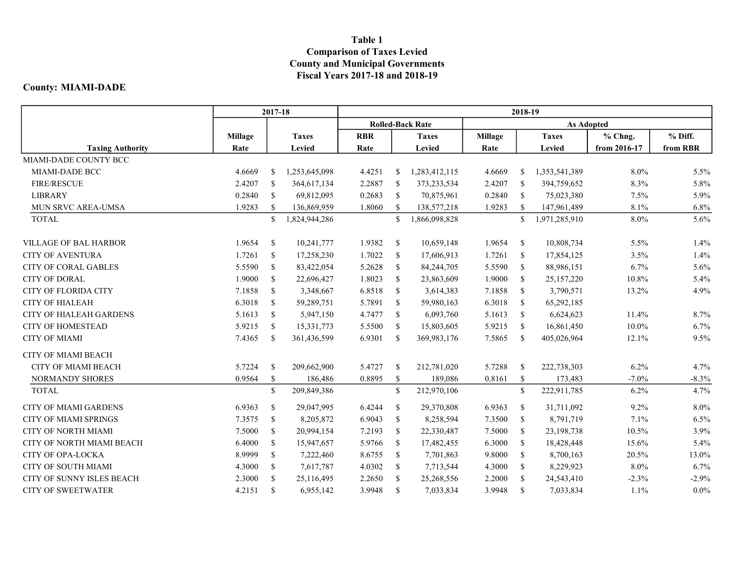# Table 1
## Comparison of Taxes Levied
## County and Municipal Governments
## Fiscal Years 2017-18 and 2018-19

**County: MIAMI-DADE**

| Taxing Authority | 2017-18 | | 2018-19 | | | | | |
|---|---|---|---|---|---|---|---|---|
| | | | Rolled-Back Rate | | As Adopted | | | |
| | Millage Rate | Taxes Levied | RBR Rate | Taxes Levied | Millage Rate | Taxes Levied | % Chng. from 2016-17 | % Diff. from RBR |
| MIAMI-DADE COUNTY BCC | | | | | | | | |
| MIAMI-DADE BCC | 4.6669 | $ 1,253,645,098 | 4.4251 | $ 1,283,412,115 | 4.6669 | $ 1,353,541,389 | 8.0% | 5.5% |
| FIRE/RESCUE | 2.4207 | $ 364,617,134 | 2.2887 | $ 373,233,534 | 2.4207 | $ 394,759,652 | 8.3% | 5.8% |
| LIBRARY | 0.2840 | $ 69,812,095 | 0.2683 | $ 70,875,961 | 0.2840 | $ 75,023,380 | 7.5% | 5.9% |
| MUN SRVC AREA-UMSA | 1.9283 | $ 136,869,959 | 1.8060 | $ 138,577,218 | 1.9283 | $ 147,961,489 | 8.1% | 6.8% |
| TOTAL | | $ 1,824,944,286 | | $ 1,866,098,828 | | $ 1,971,285,910 | 8.0% | 5.6% |
| VILLAGE OF BAL HARBOR | 1.9654 | $ 10,241,777 | 1.9382 | $ 10,659,148 | 1.9654 | $ 10,808,734 | 5.5% | 1.4% |
| CITY OF AVENTURA | 1.7261 | $ 17,258,230 | 1.7022 | $ 17,606,913 | 1.7261 | $ 17,854,125 | 3.5% | 1.4% |
| CITY OF CORAL GABLES | 5.5590 | $ 83,422,054 | 5.2628 | $ 84,244,705 | 5.5590 | $ 88,986,151 | 6.7% | 5.6% |
| CITY OF DORAL | 1.9000 | $ 22,696,427 | 1.8023 | $ 23,863,609 | 1.9000 | $ 25,157,220 | 10.8% | 5.4% |
| CITY OF FLORIDA CITY | 7.1858 | $ 3,348,667 | 6.8518 | $ 3,614,383 | 7.1858 | $ 3,790,571 | 13.2% | 4.9% |
| CITY OF HIALEAH | 6.3018 | $ 59,289,751 | 5.7891 | $ 59,980,163 | 6.3018 | $ 65,292,185 | | |
| CITY OF HIALEAH GARDENS | 5.1613 | $ 5,947,150 | 4.7477 | $ 6,093,760 | 5.1613 | $ 6,624,623 | 11.4% | 8.7% |
| CITY OF HOMESTEAD | 5.9215 | $ 15,331,773 | 5.5500 | $ 15,803,605 | 5.9215 | $ 16,861,450 | 10.0% | 6.7% |
| CITY OF MIAMI | 7.4365 | $ 361,436,599 | 6.9301 | $ 369,983,176 | 7.5865 | $ 405,026,964 | 12.1% | 9.5% |
| CITY OF MIAMI BEACH | | | | | | | | |
| CITY OF MIAMI BEACH | 5.7224 | $ 209,662,900 | 5.4727 | $ 212,781,020 | 5.7288 | $ 222,738,303 | 6.2% | 4.7% |
| NORMANDY SHORES | 0.9564 | $ 186,486 | 0.8895 | $ 189,086 | 0.8161 | $ 173,483 | -7.0% | -8.3% |
| TOTAL | | $ 209,849,386 | | $ 212,970,106 | | $ 222,911,785 | 6.2% | 4.7% |
| CITY OF MIAMI GARDENS | 6.9363 | $ 29,047,995 | 6.4244 | $ 29,370,808 | 6.9363 | $ 31,711,092 | 9.2% | 8.0% |
| CITY OF MIAMI SPRINGS | 7.3575 | $ 8,205,872 | 6.9043 | $ 8,258,594 | 7.3500 | $ 8,791,719 | 7.1% | 6.5% |
| CITY OF NORTH MIAMI | 7.5000 | $ 20,994,154 | 7.2193 | $ 22,330,487 | 7.5000 | $ 23,198,738 | 10.5% | 3.9% |
| CITY OF NORTH MIAMI BEACH | 6.4000 | $ 15,947,657 | 5.9766 | $ 17,482,455 | 6.3000 | $ 18,428,448 | 15.6% | 5.4% |
| CITY OF OPA-LOCKA | 8.9999 | $ 7,222,460 | 8.6755 | $ 7,701,863 | 9.8000 | $ 8,700,163 | 20.5% | 13.0% |
| CITY OF SOUTH MIAMI | 4.3000 | $ 7,617,787 | 4.0302 | $ 7,713,544 | 4.3000 | $ 8,229,923 | 8.0% | 6.7% |
| CITY OF SUNNY ISLES BEACH | 2.3000 | $ 25,116,495 | 2.2650 | $ 25,268,556 | 2.2000 | $ 24,543,410 | -2.3% | -2.9% |
| CITY OF SWEETWATER | 4.2151 | $ 6,955,142 | 3.9948 | $ 7,033,834 | 3.9948 | $ 7,033,834 | 1.1% | 0.0% |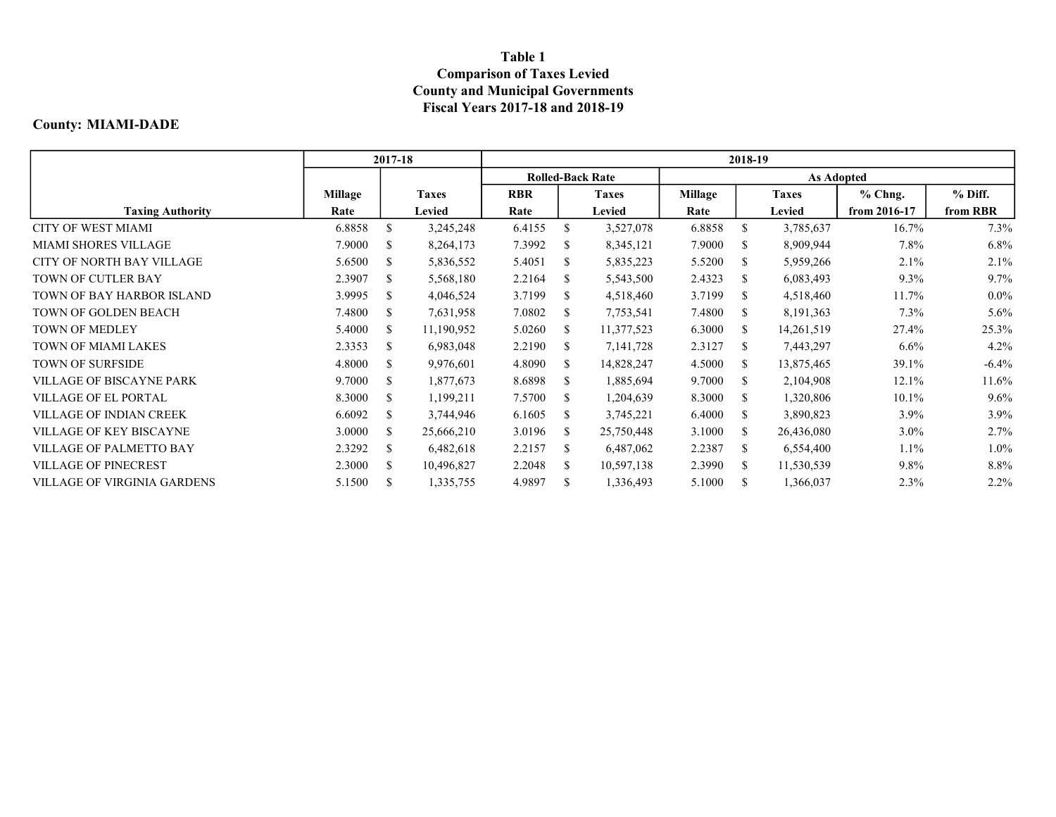**Table 1**
**Comparison of Taxes Levied**
**County and Municipal Governments**
**Fiscal Years 2017-18 and 2018-19**

**County: MIAMI-DADE**

| | 2017-18 | | 2018-19 | | | | | |
|---|---|---|---|---|---|---|---|---|
| | | | Rolled-Back Rate | | As Adopted | | | |
| Taxing Authority | Millage Rate | Taxes Levied | RBR Rate | Taxes Levied | Millage Rate | Taxes Levied | % Chng. from 2016-17 | % Diff. from RBR |
| CITY OF WEST MIAMI | 6.8858 | $ 3,245,248 | 6.4155 | $ 3,527,078 | 6.8858 | $ 3,785,637 | 16.7% | 7.3% |
| MIAMI SHORES VILLAGE | 7.9000 | $ 8,264,173 | 7.3992 | $ 8,345,121 | 7.9000 | $ 8,909,944 | 7.8% | 6.8% |
| CITY OF NORTH BAY VILLAGE | 5.6500 | $ 5,836,552 | 5.4051 | $ 5,835,223 | 5.5200 | $ 5,959,266 | 2.1% | 2.1% |
| TOWN OF CUTLER BAY | 2.3907 | $ 5,568,180 | 2.2164 | $ 5,543,500 | 2.4323 | $ 6,083,493 | 9.3% | 9.7% |
| TOWN OF BAY HARBOR ISLAND | 3.9995 | $ 4,046,524 | 3.7199 | $ 4,518,460 | 3.7199 | $ 4,518,460 | 11.7% | 0.0% |
| TOWN OF GOLDEN BEACH | 7.4800 | $ 7,631,958 | 7.0802 | $ 7,753,541 | 7.4800 | $ 8,191,363 | 7.3% | 5.6% |
| TOWN OF MEDLEY | 5.4000 | $ 11,190,952 | 5.0260 | $ 11,377,523 | 6.3000 | $ 14,261,519 | 27.4% | 25.3% |
| TOWN OF MIAMI LAKES | 2.3353 | $ 6,983,048 | 2.2190 | $ 7,141,728 | 2.3127 | $ 7,443,297 | 6.6% | 4.2% |
| TOWN OF SURFSIDE | 4.8000 | $ 9,976,601 | 4.8090 | $ 14,828,247 | 4.5000 | $ 13,875,465 | 39.1% | -6.4% |
| VILLAGE OF BISCAYNE PARK | 9.7000 | $ 1,877,673 | 8.6898 | $ 1,885,694 | 9.7000 | $ 2,104,908 | 12.1% | 11.6% |
| VILLAGE OF EL PORTAL | 8.3000 | $ 1,199,211 | 7.5700 | $ 1,204,639 | 8.3000 | $ 1,320,806 | 10.1% | 9.6% |
| VILLAGE OF INDIAN CREEK | 6.6092 | $ 3,744,946 | 6.1605 | $ 3,745,221 | 6.4000 | $ 3,890,823 | 3.9% | 3.9% |
| VILLAGE OF KEY BISCAYNE | 3.0000 | $ 25,666,210 | 3.0196 | $ 25,750,448 | 3.1000 | $ 26,436,080 | 3.0% | 2.7% |
| VILLAGE OF PALMETTO BAY | 2.3292 | $ 6,482,618 | 2.2157 | $ 6,487,062 | 2.2387 | $ 6,554,400 | 1.1% | 1.0% |
| VILLAGE OF PINECREST | 2.3000 | $ 10,496,827 | 2.2048 | $ 10,597,138 | 2.3990 | $ 11,530,539 | 9.8% | 8.8% |
| VILLAGE OF VIRGINIA GARDENS | 5.1500 | $ 1,335,755 | 4.9897 | $ 1,336,493 | 5.1000 | $ 1,366,037 | 2.3% | 2.2% |